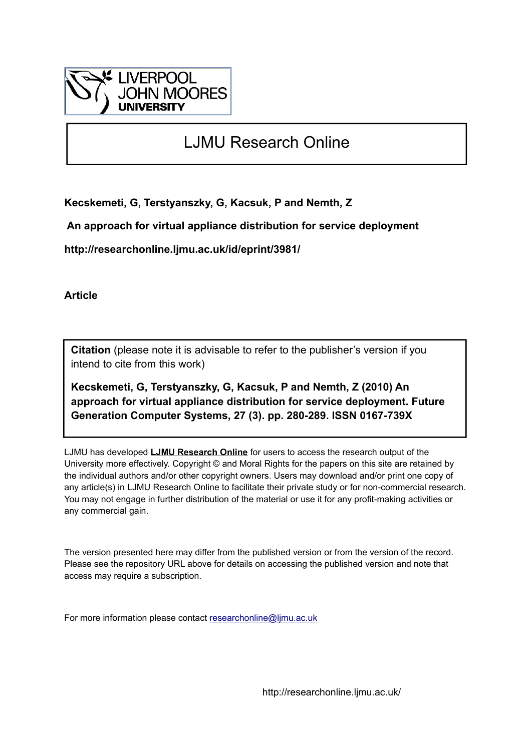LIVERPOOL JOHN MOORES UNIVERSITY

# LJMU Research Online

**Kecskemeti, G, Terstyanszky, G, Kacsuk, P and Nemth, Z**

**An approach for virtual appliance distribution for service deployment**

**http://researchonline.ljmu.ac.uk/id/eprint/3981/**

**Article**

**Citation** (please note it is advisable to refer to the publisher's version if you intend to cite from this work)

**Kecskemeti, G, Terstyanszky, G, Kacsuk, P and Nemth, Z (2010) An approach for virtual appliance distribution for service deployment. Future Generation Computer Systems, 27 (3). pp. 280-289. ISSN 0167-739X**

LJMU has developed **LJMU Research Online** for users to access the research output of the University more effectively. Copyright © and Moral Rights for the papers on this site are retained by the individual authors and/or other copyright owners. Users may download and/or print one copy of any article(s) in LJMU Research Online to facilitate their private study or for non-commercial research. You may not engage in further distribution of the material or use it for any profit-making activities or any commercial gain.

The version presented here may differ from the published version or from the version of the record. Please see the repository URL above for details on accessing the published version and note that access may require a subscription.

For more information please contact researchonline@ljmu.ac.uk

http://researchonline.ljmu.ac.uk/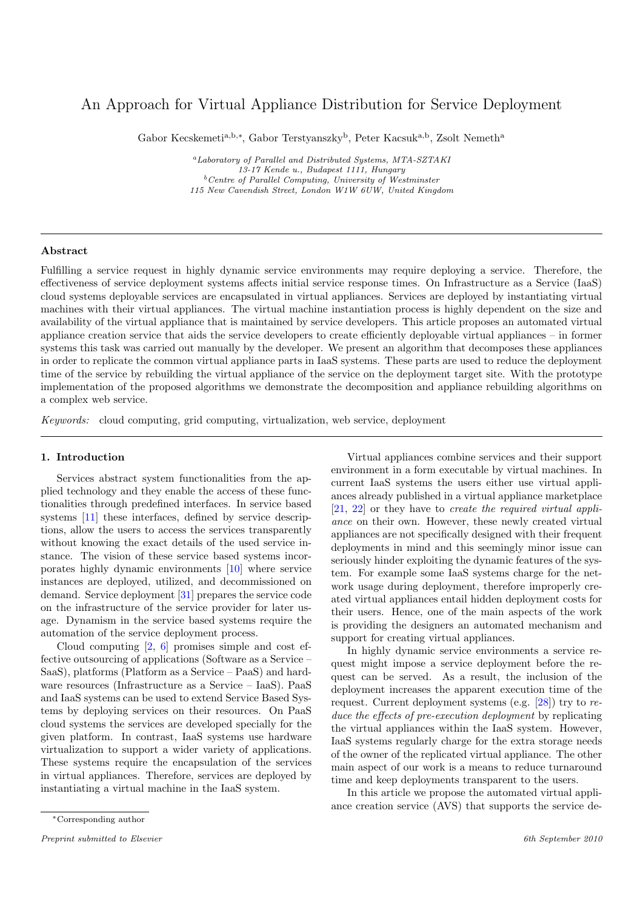# An Approach for Virtual Appliance Distribution for Service Deployment

Gabor Kecskemeti[a,b,*], Gabor Terstyanszky[b], Peter Kacsuk[a,b], Zsolt Nemeth[a]

[a] *Laboratory of Parallel and Distributed Systems, MTA-SZTAKI*
*13-17 Kende u., Budapest 1111, Hungary*
[b] *Centre of Parallel Computing, University of Westminster*
*115 New Cavendish Street, London W1W 6UW, United Kingdom*

## Abstract

Fulfilling a service request in highly dynamic service environments may require deploying a service. Therefore, the effectiveness of service deployment systems affects initial service response times. On Infrastructure as a Service (IaaS) cloud systems deployable services are encapsulated in virtual appliances. Services are deployed by instantiating virtual machines with their virtual appliances. The virtual machine instantiation process is highly dependent on the size and availability of the virtual appliance that is maintained by service developers. This article proposes an automated virtual appliance creation service that aids the service developers to create efficiently deployable virtual appliances – in former systems this task was carried out manually by the developer. We present an algorithm that decomposes these appliances in order to replicate the common virtual appliance parts in IaaS systems. These parts are used to reduce the deployment time of the service by rebuilding the virtual appliance of the service on the deployment target site. With the prototype implementation of the proposed algorithms we demonstrate the decomposition and appliance rebuilding algorithms on a complex web service.

*Keywords:* cloud computing, grid computing, virtualization, web service, deployment

## 1. Introduction

Services abstract system functionalities from the applied technology and they enable the access of these functionalities through predefined interfaces. In service based systems [11] these interfaces, defined by service descriptions, allow the users to access the services transparently without knowing the exact details of the used service instance. The vision of these service based systems incorporates highly dynamic environments [10] where service instances are deployed, utilized, and decommissioned on demand. Service deployment [31] prepares the service code on the infrastructure of the service provider for later usage. Dynamism in the service based systems require the automation of the service deployment process.

Cloud computing [2, 6] promises simple and cost effective outsourcing of applications (Software as a Service – SaaS), platforms (Platform as a Service – PaaS) and hardware resources (Infrastructure as a Service – IaaS). PaaS and IaaS systems can be used to extend Service Based Systems by deploying services on their resources. On PaaS cloud systems the services are developed specially for the given platform. In contrast, IaaS systems use hardware virtualization to support a wider variety of applications. These systems require the encapsulation of the services in virtual appliances. Therefore, services are deployed by instantiating a virtual machine in the IaaS system.

Virtual appliances combine services and their support environment in a form executable by virtual machines. In current IaaS systems the users either use virtual appliances already published in a virtual appliance marketplace [21, 22] or they have to *create the required virtual appliance* on their own. However, these newly created virtual appliances are not specifically designed with their frequent deployments in mind and this seemingly minor issue can seriously hinder exploiting the dynamic features of the system. For example some IaaS systems charge for the network usage during deployment, therefore improperly created virtual appliances entail hidden deployment costs for their users. Hence, one of the main aspects of the work is providing the designers an automated mechanism and support for creating virtual appliances.

In highly dynamic service environments a service request might impose a service deployment before the request can be served. As a result, the inclusion of the deployment increases the apparent execution time of the request. Current deployment systems (e.g. [28]) try to *reduce the effects of pre-execution deployment* by replicating the virtual appliances within the IaaS system. However, IaaS systems regularly charge for the extra storage needs of the owner of the replicated virtual appliance. The other main aspect of our work is a means to reduce turnaround time and keep deployments transparent to the users.

In this article we propose the automated virtual appliance creation service (AVS) that supports the service de-

*Corresponding author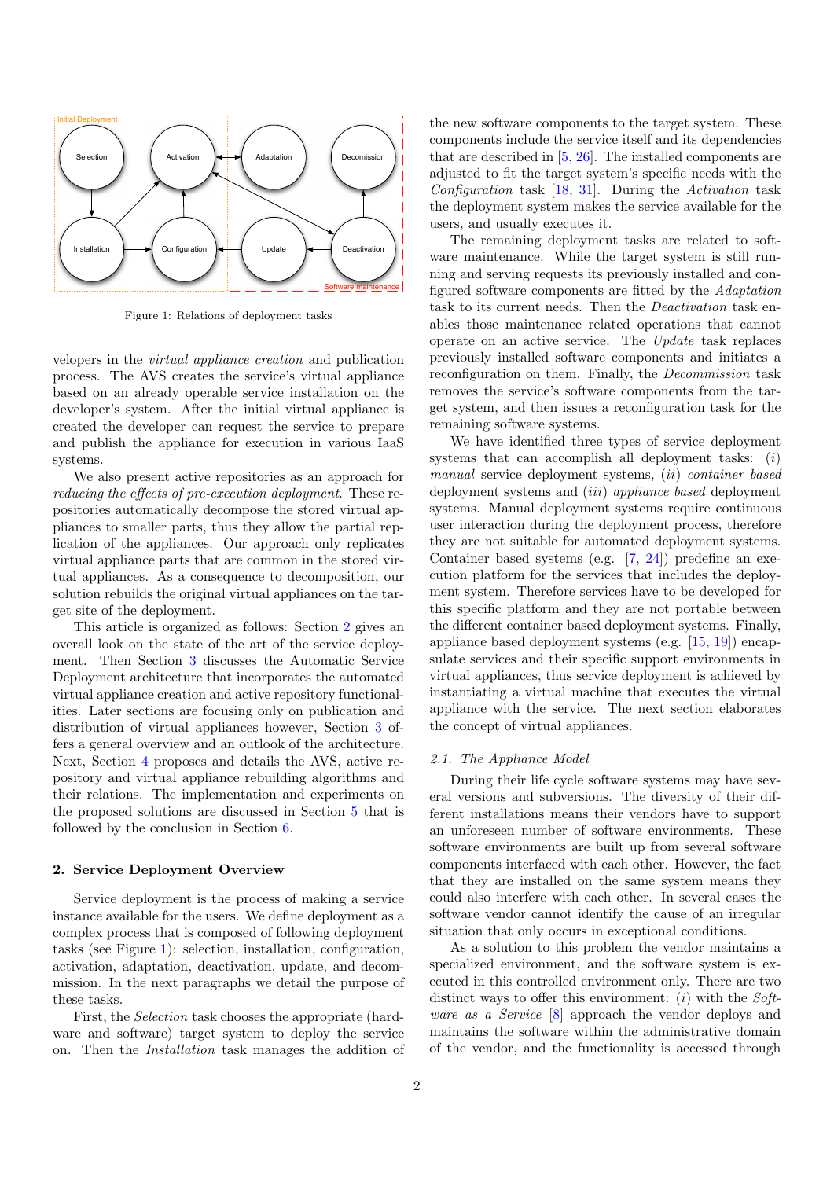Figure 1: Relations of deployment tasks

velopers in the *virtual appliance creation* and publication process. The AVS creates the service's virtual appliance based on an already operable service installation on the developer's system. After the initial virtual appliance is created the developer can request the service to prepare and publish the appliance for execution in various IaaS systems.

We also present active repositories as an approach for *reducing the effects of pre-execution deployment*. These repositories automatically decompose the stored virtual appliances to smaller parts, thus they allow the partial replication of the appliances. Our approach only replicates virtual appliance parts that are common in the stored virtual appliances. As a consequence to decomposition, our solution rebuilds the original virtual appliances on the target site of the deployment.

This article is organized as follows: Section 2 gives an overall look on the state of the art of the service deployment. Then Section 3 discusses the Automatic Service Deployment architecture that incorporates the automated virtual appliance creation and active repository functionalities. Later sections are focusing only on publication and distribution of virtual appliances however, Section 3 offers a general overview and an outlook of the architecture. Next, Section 4 proposes and details the AVS, active repository and virtual appliance rebuilding algorithms and their relations. The implementation and experiments on the proposed solutions are discussed in Section 5 that is followed by the conclusion in Section 6.

## 2. Service Deployment Overview

Service deployment is the process of making a service instance available for the users. We define deployment as a complex process that is composed of following deployment tasks (see Figure 1): selection, installation, configuration, activation, adaptation, deactivation, update, and decommission. In the next paragraphs we detail the purpose of these tasks.

First, the *Selection* task chooses the appropriate (hardware and software) target system to deploy the service on. Then the *Installation* task manages the addition of the new software components to the target system. These components include the service itself and its dependencies that are described in [5, 26]. The installed components are adjusted to fit the target system's specific needs with the *Configuration* task [18, 31]. During the *Activation* task the deployment system makes the service available for the users, and usually executes it.

The remaining deployment tasks are related to software maintenance. While the target system is still running and serving requests its previously installed and configured software components are fitted by the *Adaptation* task to its current needs. Then the *Deactivation* task enables those maintenance related operations that cannot operate on an active service. The *Update* task replaces previously installed software components and initiates a reconfiguration on them. Finally, the *Decommission* task removes the service's software components from the target system, and then issues a reconfiguration task for the remaining software systems.

We have identified three types of service deployment systems that can accomplish all deployment tasks: (*i*) *manual* service deployment systems, (*ii*) *container based* deployment systems and (*iii*) *appliance based* deployment systems. Manual deployment systems require continuous user interaction during the deployment process, therefore they are not suitable for automated deployment systems. Container based systems (e.g. [7, 24]) predefine an execution platform for the services that includes the deployment system. Therefore services have to be developed for this specific platform and they are not portable between the different container based deployment systems. Finally, appliance based deployment systems (e.g. [15, 19]) encapsulate services and their specific support environments in virtual appliances, thus service deployment is achieved by instantiating a virtual machine that executes the virtual appliance with the service. The next section elaborates the concept of virtual appliances.

### 2.1. The Appliance Model

During their life cycle software systems may have several versions and subversions. The diversity of their different installations means their vendors have to support an unforeseen number of software environments. These software environments are built up from several software components interfaced with each other. However, the fact that they are installed on the same system means they could also interfere with each other. In several cases the software vendor cannot identify the cause of an irregular situation that only occurs in exceptional conditions.

As a solution to this problem the vendor maintains a specialized environment, and the software system is executed in this controlled environment only. There are two distinct ways to offer this environment: (*i*) with the *Software as a Service* [8] approach the vendor deploys and maintains the software within the administrative domain of the vendor, and the functionality is accessed through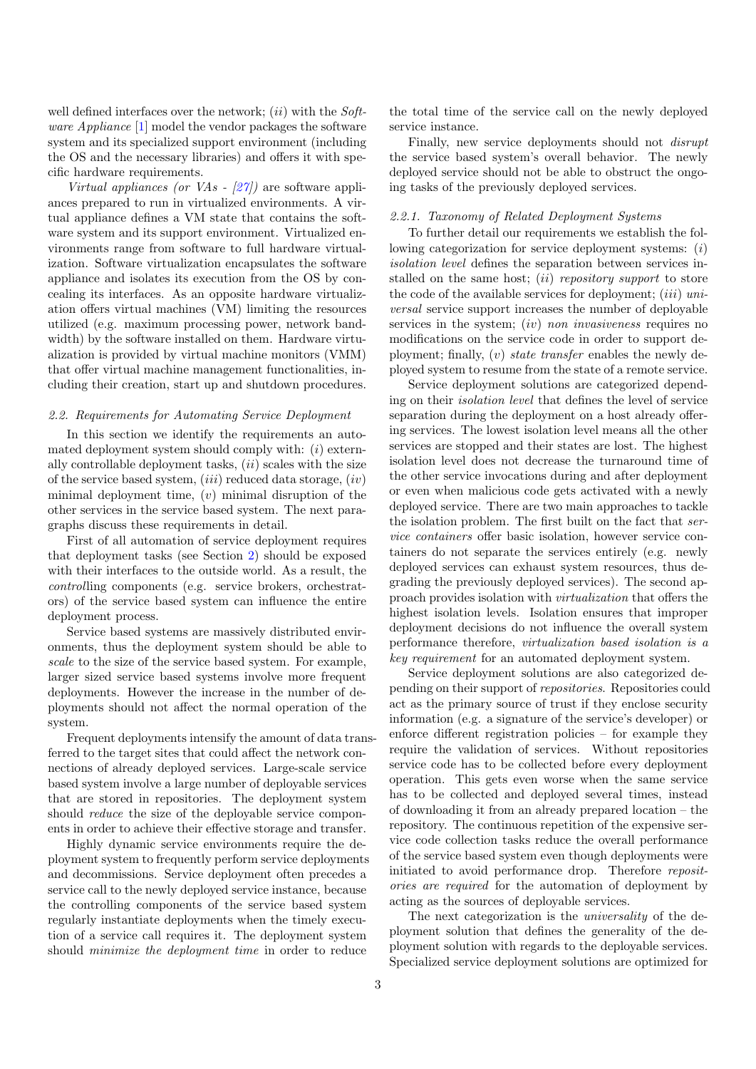well defined interfaces over the network; (*ii*) with the *Software Appliance* [1] model the vendor packages the software system and its specialized support environment (including the OS and the necessary libraries) and offers it with specific hardware requirements.

*Virtual appliances (or VAs - [27])* are software appliances prepared to run in virtualized environments. A virtual appliance defines a VM state that contains the software system and its support environment. Virtualized environments range from software to full hardware virtualization. Software virtualization encapsulates the software appliance and isolates its execution from the OS by concealing its interfaces. As an opposite hardware virtualization offers virtual machines (VM) limiting the resources utilized (e.g. maximum processing power, network bandwidth) by the software installed on them. Hardware virtualization is provided by virtual machine monitors (VMM) that offer virtual machine management functionalities, including their creation, start up and shutdown procedures.

### 2.2. Requirements for Automating Service Deployment

In this section we identify the requirements an automated deployment system should comply with: (*i*) externally controllable deployment tasks, (*ii*) scales with the size of the service based system, (*iii*) reduced data storage, (*iv*) minimal deployment time, (*v*) minimal disruption of the other services in the service based system. The next paragraphs discuss these requirements in detail.

First of all automation of service deployment requires that deployment tasks (see Section 2) should be exposed with their interfaces to the outside world. As a result, the *control*ling components (e.g. service brokers, orchestrators) of the service based system can influence the entire deployment process.

Service based systems are massively distributed environments, thus the deployment system should be able to *scale* to the size of the service based system. For example, larger sized service based systems involve more frequent deployments. However the increase in the number of deployments should not affect the normal operation of the system.

Frequent deployments intensify the amount of data transferred to the target sites that could affect the network connections of already deployed services. Large-scale service based system involve a large number of deployable services that are stored in repositories. The deployment system should *reduce* the size of the deployable service components in order to achieve their effective storage and transfer.

Highly dynamic service environments require the deployment system to frequently perform service deployments and decommissions. Service deployment often precedes a service call to the newly deployed service instance, because the controlling components of the service based system regularly instantiate deployments when the timely execution of a service call requires it. The deployment system should *minimize the deployment time* in order to reduce the total time of the service call on the newly deployed service instance.

Finally, new service deployments should not *disrupt* the service based system's overall behavior. The newly deployed service should not be able to obstruct the ongoing tasks of the previously deployed services.

#### 2.2.1. Taxonomy of Related Deployment Systems

To further detail our requirements we establish the following categorization for service deployment systems: (*i*) *isolation level* defines the separation between services installed on the same host; (*ii*) *repository support* to store the code of the available services for deployment; (*iii*) *universal* service support increases the number of deployable services in the system; (*iv*) *non invasiveness* requires no modifications on the service code in order to support deployment; finally, (*v*) *state transfer* enables the newly deployed system to resume from the state of a remote service.

Service deployment solutions are categorized depending on their *isolation level* that defines the level of service separation during the deployment on a host already offering services. The lowest isolation level means all the other services are stopped and their states are lost. The highest isolation level does not decrease the turnaround time of the other service invocations during and after deployment or even when malicious code gets activated with a newly deployed service. There are two main approaches to tackle the isolation problem. The first built on the fact that *service containers* offer basic isolation, however service containers do not separate the services entirely (e.g. newly deployed services can exhaust system resources, thus degrading the previously deployed services). The second approach provides isolation with *virtualization* that offers the highest isolation levels. Isolation ensures that improper deployment decisions do not influence the overall system performance therefore, *virtualization based isolation is a key requirement* for an automated deployment system.

Service deployment solutions are also categorized depending on their support of *repositories*. Repositories could act as the primary source of trust if they enclose security information (e.g. a signature of the service's developer) or enforce different registration policies – for example they require the validation of services. Without repositories service code has to be collected before every deployment operation. This gets even worse when the same service has to be collected and deployed several times, instead of downloading it from an already prepared location – the repository. The continuous repetition of the expensive service code collection tasks reduce the overall performance of the service based system even though deployments were initiated to avoid performance drop. Therefore *repositories are required* for the automation of deployment by acting as the sources of deployable services.

The next categorization is the *universality* of the deployment solution that defines the generality of the deployment solution with regards to the deployable services. Specialized service deployment solutions are optimized for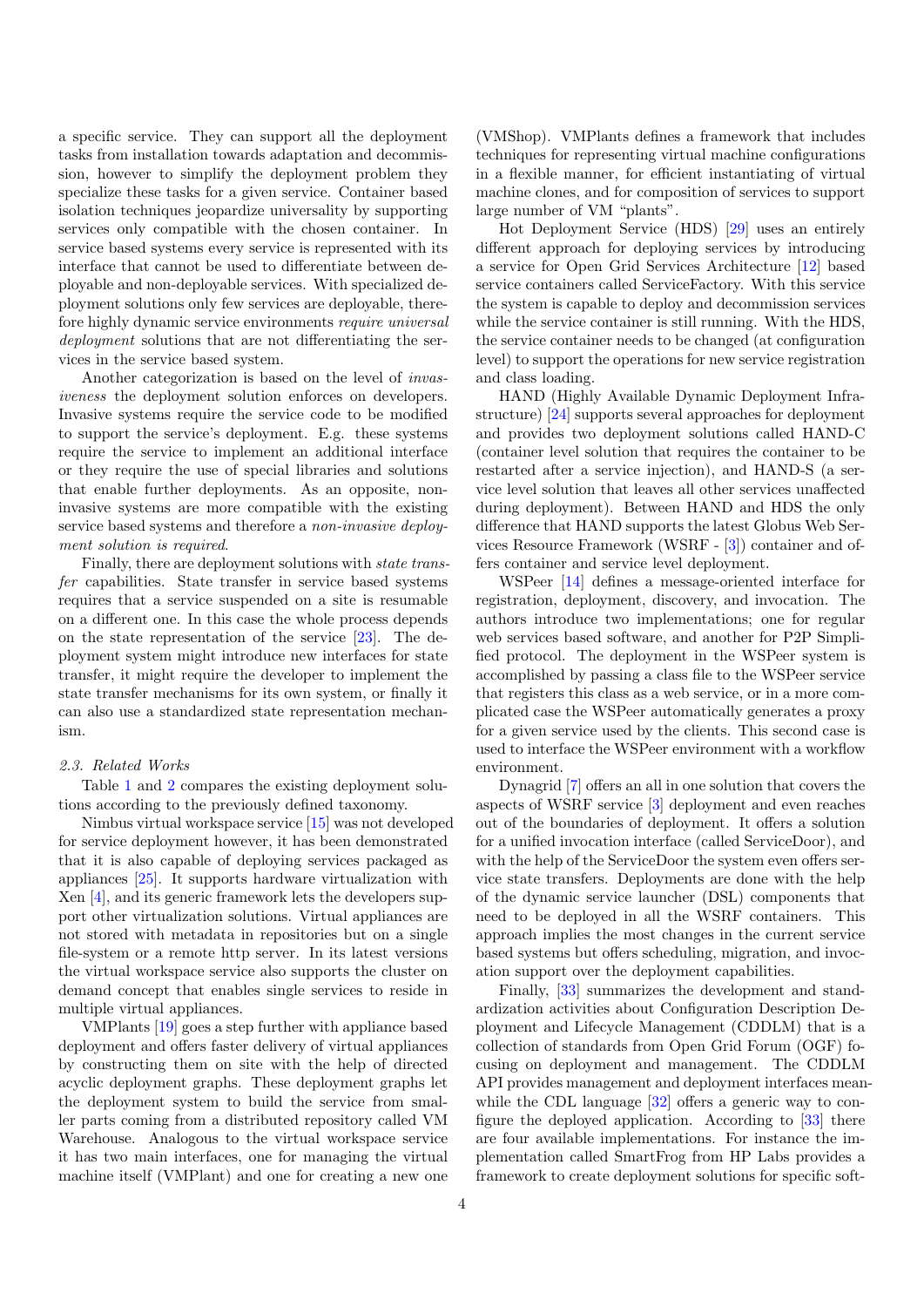a specific service. They can support all the deployment tasks from installation towards adaptation and decommission, however to simplify the deployment problem they specialize these tasks for a given service. Container based isolation techniques jeopardize universality by supporting services only compatible with the chosen container. In service based systems every service is represented with its interface that cannot be used to differentiate between deployable and non-deployable services. With specialized deployment solutions only few services are deployable, therefore highly dynamic service environments *require universal deployment* solutions that are not differentiating the services in the service based system.

Another categorization is based on the level of *invasiveness* the deployment solution enforces on developers. Invasive systems require the service code to be modified to support the service's deployment. E.g. these systems require the service to implement an additional interface or they require the use of special libraries and solutions that enable further deployments. As an opposite, non-invasive systems are more compatible with the existing service based systems and therefore a *non-invasive deployment solution is required*.

Finally, there are deployment solutions with *state transfer* capabilities. State transfer in service based systems requires that a service suspended on a site is resumable on a different one. In this case the whole process depends on the state representation of the service [23]. The deployment system might introduce new interfaces for state transfer, it might require the developer to implement the state transfer mechanisms for its own system, or finally it can also use a standardized state representation mechanism.

### 2.3. Related Works

Table 1 and 2 compares the existing deployment solutions according to the previously defined taxonomy.

Nimbus virtual workspace service [15] was not developed for service deployment however, it has been demonstrated that it is also capable of deploying services packaged as appliances [25]. It supports hardware virtualization with Xen [4], and its generic framework lets the developers support other virtualization solutions. Virtual appliances are not stored with metadata in repositories but on a single file-system or a remote http server. In its latest versions the virtual workspace service also supports the cluster on demand concept that enables single services to reside in multiple virtual appliances.

VMPlants [19] goes a step further with appliance based deployment and offers faster delivery of virtual appliances by constructing them on site with the help of directed acyclic deployment graphs. These deployment graphs let the deployment system to build the service from smaller parts coming from a distributed repository called VM Warehouse. Analogous to the virtual workspace service it has two main interfaces, one for managing the virtual machine itself (VMPlant) and one for creating a new one (VMShop). VMPlants defines a framework that includes techniques for representing virtual machine configurations in a flexible manner, for efficient instantiating of virtual machine clones, and for composition of services to support large number of VM "plants".

Hot Deployment Service (HDS) [29] uses an entirely different approach for deploying services by introducing a service for Open Grid Services Architecture [12] based service containers called ServiceFactory. With this service the system is capable to deploy and decommission services while the service container is still running. With the HDS, the service container needs to be changed (at configuration level) to support the operations for new service registration and class loading.

HAND (Highly Available Dynamic Deployment Infrastructure) [24] supports several approaches for deployment and provides two deployment solutions called HAND-C (container level solution that requires the container to be restarted after a service injection), and HAND-S (a service level solution that leaves all other services unaffected during deployment). Between HAND and HDS the only difference that HAND supports the latest Globus Web Services Resource Framework (WSRF - [3]) container and offers container and service level deployment.

WSPeer [14] defines a message-oriented interface for registration, deployment, discovery, and invocation. The authors introduce two implementations; one for regular web services based software, and another for P2P Simplified protocol. The deployment in the WSPeer system is accomplished by passing a class file to the WSPeer service that registers this class as a web service, or in a more complicated case the WSPeer automatically generates a proxy for a given service used by the clients. This second case is used to interface the WSPeer environment with a workflow environment.

Dynagrid [7] offers an all in one solution that covers the aspects of WSRF service [3] deployment and even reaches out of the boundaries of deployment. It offers a solution for a unified invocation interface (called ServiceDoor), and with the help of the ServiceDoor the system even offers service state transfers. Deployments are done with the help of the dynamic service launcher (DSL) components that need to be deployed in all the WSRF containers. This approach implies the most changes in the current service based systems but offers scheduling, migration, and invocation support over the deployment capabilities.

Finally, [33] summarizes the development and standardization activities about Configuration Description Deployment and Lifecycle Management (CDDLM) that is a collection of standards from Open Grid Forum (OGF) focusing on deployment and management. The CDDLM API provides management and deployment interfaces meanwhile the CDL language [32] offers a generic way to configure the deployed application. According to [33] there are four available implementations. For instance the implementation called SmartFrog from HP Labs provides a framework to create deployment solutions for specific soft-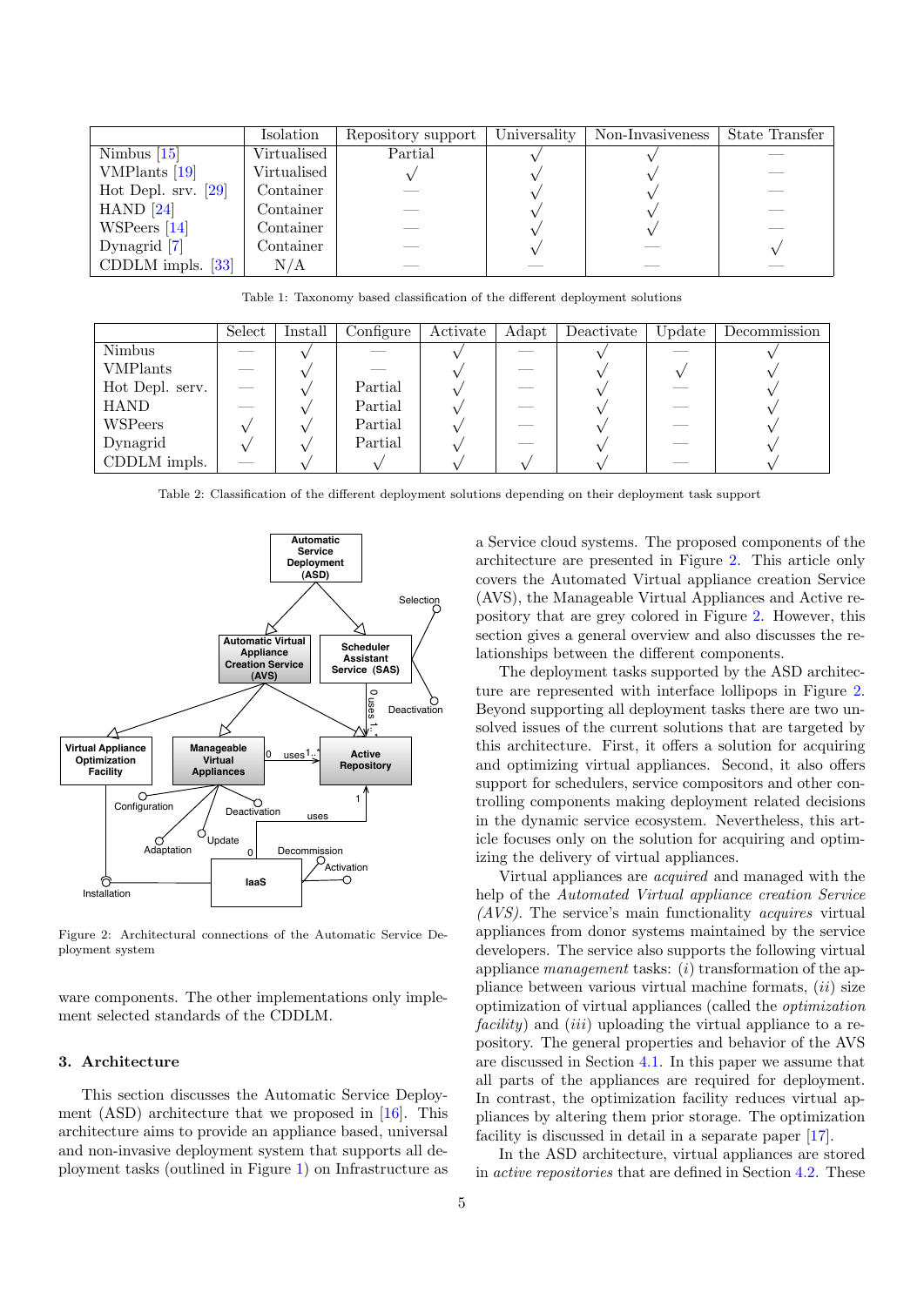| | Isolation | Repository support | Universality | Non-Invasiveness | State Transfer |
|---|---|---|---|---|---|
| Nimbus [15] | Virtualised | Partial | √ | √ | — |
| VMPlants [19] | Virtualised | √ | √ | √ | — |
| Hot Depl. srv. [29] | Container | — | √ | √ | — |
| HAND [24] | Container | — | √ | √ | — |
| WSPeers [14] | Container | — | √ | √ | — |
| Dynagrid [7] | Container | — | √ | — | √ |
| CDDLM impls. [33] | N/A | — | — | — | — |

Table 1: Taxonomy based classification of the different deployment solutions

| | Select | Install | Configure | Activate | Adapt | Deactivate | Update | Decommission |
|---|---|---|---|---|---|---|---|---|
| Nimbus | — | √ | — | √ | — | √ | — | √ |
| VMPlants | — | √ | — | √ | — | √ | √ | √ |
| Hot Depl. serv. | — | √ | Partial | √ | — | √ | — | √ |
| HAND | — | √ | Partial | √ | — | √ | — | √ |
| WSPeers | √ | √ | Partial | √ | — | √ | — | √ |
| Dynagrid | √ | √ | Partial | √ | — | √ | — | √ |
| CDDLM impls. | — | √ | √ | √ | √ | √ | — | √ |

Table 2: Classification of the different deployment solutions depending on their deployment task support

Figure 2: Architectural connections of the Automatic Service Deployment system

ware components. The other implementations only implement selected standards of the CDDLM.

### 3. Architecture

This section discusses the Automatic Service Deployment (ASD) architecture that we proposed in [16]. This architecture aims to provide an appliance based, universal and non-invasive deployment system that supports all deployment tasks (outlined in Figure 1) on Infrastructure as a Service cloud systems. The proposed components of the architecture are presented in Figure 2. This article only covers the Automated Virtual appliance creation Service (AVS), the Manageable Virtual Appliances and Active repository that are grey colored in Figure 2. However, this section gives a general overview and also discusses the relationships between the different components.

The deployment tasks supported by the ASD architecture are represented with interface lollipops in Figure 2. Beyond supporting all deployment tasks there are two unsolved issues of the current solutions that are targeted by this architecture. First, it offers a solution for acquiring and optimizing virtual appliances. Second, it also offers support for schedulers, service compositors and other controlling components making deployment related decisions in the dynamic service ecosystem. Nevertheless, this article focuses only on the solution for acquiring and optimizing the delivery of virtual appliances.

Virtual appliances are *acquired* and managed with the help of the *Automated Virtual appliance creation Service (AVS)*. The service's main functionality *acquires* virtual appliances from donor systems maintained by the service developers. The service also supports the following virtual appliance *management* tasks: (*i*) transformation of the appliance between various virtual machine formats, (*ii*) size optimization of virtual appliances (called the *optimization facility*) and (*iii*) uploading the virtual appliance to a repository. The general properties and behavior of the AVS are discussed in Section 4.1. In this paper we assume that all parts of the appliances are required for deployment. In contrast, the optimization facility reduces virtual appliances by altering them prior storage. The optimization facility is discussed in detail in a separate paper [17].

In the ASD architecture, virtual appliances are stored in *active repositories* that are defined in Section 4.2. These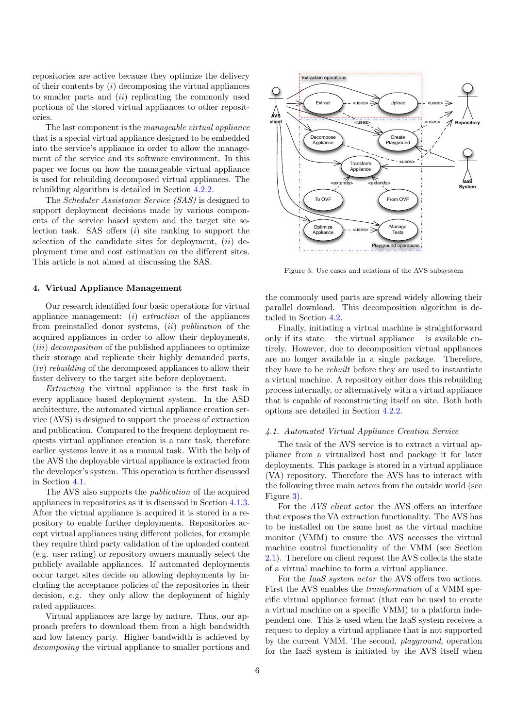repositories are active because they optimize the delivery of their contents by (*i*) decomposing the virtual appliances to smaller parts and (*ii*) replicating the commonly used portions of the stored virtual appliances to other repositories.

The last component is the *manageable virtual appliance* that is a special virtual appliance designed to be embedded into the service's appliance in order to allow the management of the service and its software environment. In this paper we focus on how the manageable virtual appliance is used for rebuilding decomposed virtual appliances. The rebuilding algorithm is detailed in Section 4.2.2.

The *Scheduler Assistance Service (SAS)* is designed to support deployment decisions made by various components of the service based system and the target site selection task. SAS offers (*i*) site ranking to support the selection of the candidate sites for deployment, (*ii*) deployment time and cost estimation on the different sites. This article is not aimed at discussing the SAS.

## 4. Virtual Appliance Management

Our research identified four basic operations for virtual appliance management: (*i*) *extraction* of the appliances from preinstalled donor systems, (*ii*) *publication* of the acquired appliances in order to allow their deployments, (*iii*) *decomposition* of the published appliances to optimize their storage and replicate their highly demanded parts, (*iv*) *rebuilding* of the decomposed appliances to allow their faster delivery to the target site before deployment.

*Extracting* the virtual appliance is the first task in every appliance based deployment system. In the ASD architecture, the automated virtual appliance creation service (AVS) is designed to support the process of extraction and publication. Compared to the frequent deployment requests virtual appliance creation is a rare task, therefore earlier systems leave it as a manual task. With the help of the AVS the deployable virtual appliance is extracted from the developer's system. This operation is further discussed in Section 4.1.

The AVS also supports the *publication* of the acquired appliances in repositories as it is discussed in Section 4.1.3. After the virtual appliance is acquired it is stored in a repository to enable further deployments. Repositories accept virtual appliances using different policies, for example they require third party validation of the uploaded content (e.g. user rating) or repository owners manually select the publicly available appliances. If automated deployments occur target sites decide on allowing deployments by including the acceptance policies of the repositories in their decision, e.g. they only allow the deployment of highly rated appliances.

Virtual appliances are large by nature. Thus, our approach prefers to download them from a high bandwidth and low latency party. Higher bandwidth is achieved by *decomposing* the virtual appliance to smaller portions and the commonly used parts are spread widely allowing their parallel download. This decomposition algorithm is detailed in Section 4.2.

Finally, initiating a virtual machine is straightforward only if its state – the virtual appliance – is available entirely. However, due to decomposition virtual appliances are no longer available in a single package. Therefore, they have to be *rebuilt* before they are used to instantiate a virtual machine. A repository either does this rebuilding process internally, or alternatively with a virtual appliance that is capable of reconstructing itself on site. Both both options are detailed in Section 4.2.2.

Extraction operations
AVS client
Extract
<uses>
Upload
<uses>
Repository
<uses>
<uses>
Decompose Appliance
Create Playground
<uses>
Transform Appliance
IaaS System
<extends>
<extends>
To OVF
From OVF
Optimize Appliance
<uses>
Manage Tests
Playground operations

Figure 3: Use cases and relations of the AVS subsystem

### 4.1. Automated Virtual Appliance Creation Service

The task of the AVS service is to extract a virtual appliance from a virtualized host and package it for later deployments. This package is stored in a virtual appliance (VA) repository. Therefore the AVS has to interact with the following three main actors from the outside world (see Figure 3).

For the *AVS client actor* the AVS offers an interface that exposes the VA extraction functionality. The AVS has to be installed on the same host as the virtual machine monitor (VMM) to ensure the AVS accesses the virtual machine control functionality of the VMM (see Section 2.1). Therefore on client request the AVS collects the state of a virtual machine to form a virtual appliance.

For the *IaaS system actor* the AVS offers two actions. First the AVS enables the *transformation* of a VMM specific virtual appliance format (that can be used to create a virtual machine on a specific VMM) to a platform independent one. This is used when the IaaS system receives a request to deploy a virtual appliance that is not supported by the current VMM. The second, *playground*, operation for the IaaS system is initiated by the AVS itself when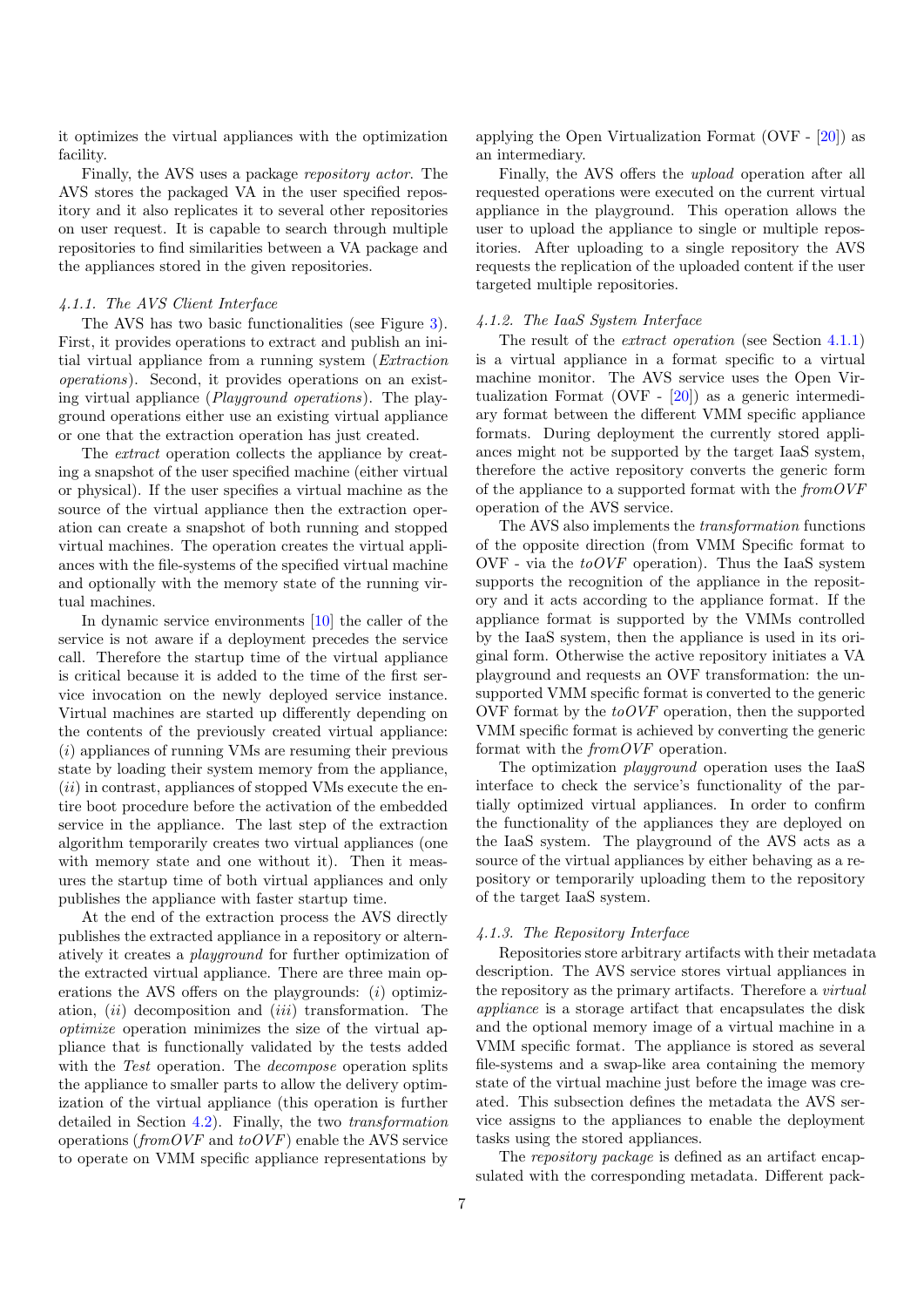it optimizes the virtual appliances with the optimization facility.

Finally, the AVS uses a package *repository actor*. The AVS stores the packaged VA in the user specified repository and it also replicates it to several other repositories on user request. It is capable to search through multiple repositories to find similarities between a VA package and the appliances stored in the given repositories.

#### *4.1.1. The AVS Client Interface*

The AVS has two basic functionalities (see Figure 3). First, it provides operations to extract and publish an initial virtual appliance from a running system (*Extraction operations*). Second, it provides operations on an existing virtual appliance (*Playground operations*). The playground operations either use an existing virtual appliance or one that the extraction operation has just created.

The *extract* operation collects the appliance by creating a snapshot of the user specified machine (either virtual or physical). If the user specifies a virtual machine as the source of the virtual appliance then the extraction operation can create a snapshot of both running and stopped virtual machines. The operation creates the virtual appliances with the file-systems of the specified virtual machine and optionally with the memory state of the running virtual machines.

In dynamic service environments [10] the caller of the service is not aware if a deployment precedes the service call. Therefore the startup time of the virtual appliance is critical because it is added to the time of the first service invocation on the newly deployed service instance. Virtual machines are started up differently depending on the contents of the previously created virtual appliance: (*i*) appliances of running VMs are resuming their previous state by loading their system memory from the appliance, (*ii*) in contrast, appliances of stopped VMs execute the entire boot procedure before the activation of the embedded service in the appliance. The last step of the extraction algorithm temporarily creates two virtual appliances (one with memory state and one without it). Then it measures the startup time of both virtual appliances and only publishes the appliance with faster startup time.

At the end of the extraction process the AVS directly publishes the extracted appliance in a repository or alternatively it creates a *playground* for further optimization of the extracted virtual appliance. There are three main operations the AVS offers on the playgrounds: (*i*) optimization, (*ii*) decomposition and (*iii*) transformation. The *optimize* operation minimizes the size of the virtual appliance that is functionally validated by the tests added with the *Test* operation. The *decompose* operation splits the appliance to smaller parts to allow the delivery optimization of the virtual appliance (this operation is further detailed in Section 4.2). Finally, the two *transformation* operations (*fromOVF* and *toOVF*) enable the AVS service to operate on VMM specific appliance representations by applying the Open Virtualization Format (OVF - [20]) as an intermediary.

Finally, the AVS offers the *upload* operation after all requested operations were executed on the current virtual appliance in the playground. This operation allows the user to upload the appliance to single or multiple repositories. After uploading to a single repository the AVS requests the replication of the uploaded content if the user targeted multiple repositories.

#### *4.1.2. The IaaS System Interface*

The result of the *extract operation* (see Section 4.1.1) is a virtual appliance in a format specific to a virtual machine monitor. The AVS service uses the Open Virtualization Format (OVF - [20]) as a generic intermediary format between the different VMM specific appliance formats. During deployment the currently stored appliances might not be supported by the target IaaS system, therefore the active repository converts the generic form of the appliance to a supported format with the *fromOVF* operation of the AVS service.

The AVS also implements the *transformation* functions of the opposite direction (from VMM Specific format to OVF - via the *toOVF* operation). Thus the IaaS system supports the recognition of the appliance in the repository and it acts according to the appliance format. If the appliance format is supported by the VMMs controlled by the IaaS system, then the appliance is used in its original form. Otherwise the active repository initiates a VA playground and requests an OVF transformation: the unsupported VMM specific format is converted to the generic OVF format by the *toOVF* operation, then the supported VMM specific format is achieved by converting the generic format with the *fromOVF* operation.

The optimization *playground* operation uses the IaaS interface to check the service's functionality of the partially optimized virtual appliances. In order to confirm the functionality of the appliances they are deployed on the IaaS system. The playground of the AVS acts as a source of the virtual appliances by either behaving as a repository or temporarily uploading them to the repository of the target IaaS system.

#### *4.1.3. The Repository Interface*

Repositories store arbitrary artifacts with their metadata description. The AVS service stores virtual appliances in the repository as the primary artifacts. Therefore a *virtual appliance* is a storage artifact that encapsulates the disk and the optional memory image of a virtual machine in a VMM specific format. The appliance is stored as several file-systems and a swap-like area containing the memory state of the virtual machine just before the image was created. This subsection defines the metadata the AVS service assigns to the appliances to enable the deployment tasks using the stored appliances.

The *repository package* is defined as an artifact encapsulated with the corresponding metadata. Different pack-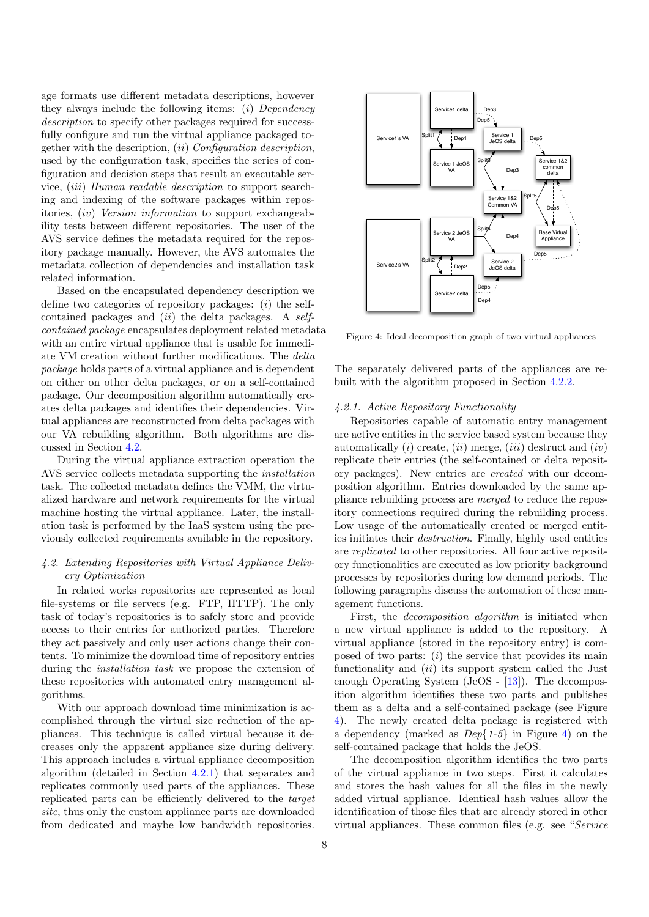age formats use different metadata descriptions, however they always include the following items: (*i*) *Dependency description* to specify other packages required for successfully configure and run the virtual appliance packaged together with the description, (*ii*) *Configuration description*, used by the configuration task, specifies the series of configuration and decision steps that result an executable service, (*iii*) *Human readable description* to support searching and indexing of the software packages within repositories, (*iv*) *Version information* to support exchangeability tests between different repositories. The user of the AVS service defines the metadata required for the repository package manually. However, the AVS automates the metadata collection of dependencies and installation task related information.

Based on the encapsulated dependency description we define two categories of repository packages: (*i*) the self-contained packages and (*ii*) the delta packages. A *self-contained package* encapsulates deployment related metadata with an entire virtual appliance that is usable for immediate VM creation without further modifications. The *delta package* holds parts of a virtual appliance and is dependent on either on other delta packages, or on a self-contained package. Our decomposition algorithm automatically creates delta packages and identifies their dependencies. Virtual appliances are reconstructed from delta packages with our VA rebuilding algorithm. Both algorithms are discussed in Section 4.2.

During the virtual appliance extraction operation the AVS service collects metadata supporting the *installation* task. The collected metadata defines the VMM, the virtualized hardware and network requirements for the virtual machine hosting the virtual appliance. Later, the installation task is performed by the IaaS system using the previously collected requirements available in the repository.

### *4.2. Extending Repositories with Virtual Appliance Delivery Optimization*

In related works repositories are represented as local file-systems or file servers (e.g. FTP, HTTP). The only task of today's repositories is to safely store and provide access to their entries for authorized parties. Therefore they act passively and only user actions change their contents. To minimize the download time of repository entries during the *installation task* we propose the extension of these repositories with automated entry management algorithms.

With our approach download time minimization is accomplished through the virtual size reduction of the appliances. This technique is called virtual because it decreases only the apparent appliance size during delivery. This approach includes a virtual appliance decomposition algorithm (detailed in Section 4.2.1) that separates and replicates commonly used parts of the appliances. These replicated parts can be efficiently delivered to the *target site*, thus only the custom appliance parts are downloaded from dedicated and maybe low bandwidth repositories.

Figure 4: Ideal decomposition graph of two virtual appliances

The separately delivered parts of the appliances are rebuilt with the algorithm proposed in Section 4.2.2.

#### *4.2.1. Active Repository Functionality*

Repositories capable of automatic entry management are active entities in the service based system because they automatically (*i*) create, (*ii*) merge, (*iii*) destruct and (*iv*) replicate their entries (the self-contained or delta repository packages). New entries are *created* with our decomposition algorithm. Entries downloaded by the same appliance rebuilding process are *merged* to reduce the repository connections required during the rebuilding process. Low usage of the automatically created or merged entities initiates their *destruction*. Finally, highly used entities are *replicated* to other repositories. All four active repository functionalities are executed as low priority background processes by repositories during low demand periods. The following paragraphs discuss the automation of these management functions.

First, the *decomposition algorithm* is initiated when a new virtual appliance is added to the repository. A virtual appliance (stored in the repository entry) is composed of two parts: (*i*) the service that provides its main functionality and (*ii*) its support system called the Just enough Operating System (JeOS - [13]). The decomposition algorithm identifies these two parts and publishes them as a delta and a self-contained package (see Figure 4). The newly created delta package is registered with a dependency (marked as *Dep{1-5}* in Figure 4) on the self-contained package that holds the JeOS.

The decomposition algorithm identifies the two parts of the virtual appliance in two steps. First it calculates and stores the hash values for all the files in the newly added virtual appliance. Identical hash values allow the identification of those files that are already stored in other virtual appliances. These common files (e.g. see "*Service*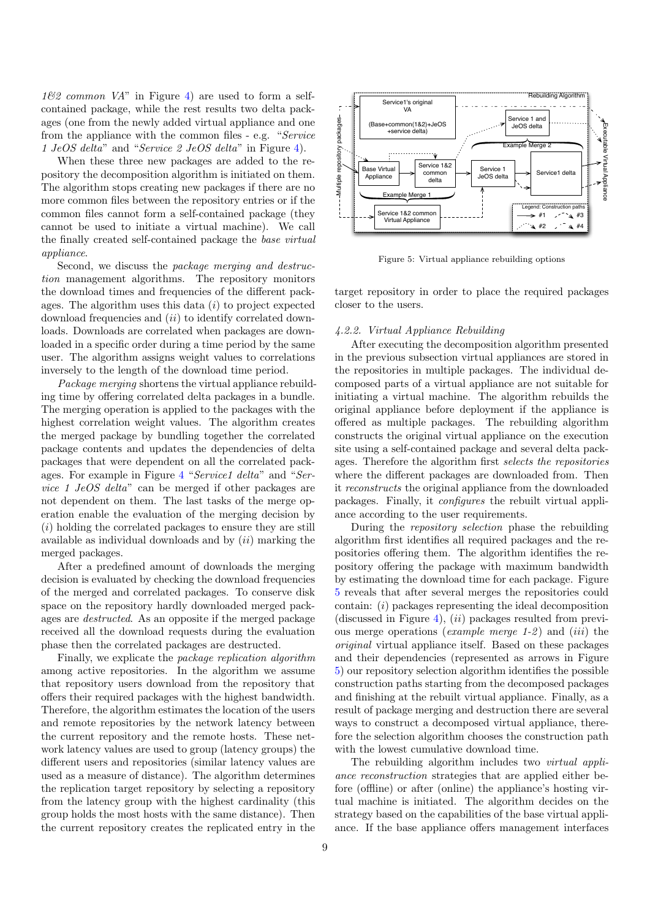*1&2 common VA*" in Figure 4) are used to form a self-contained package, while the rest results two delta packages (one from the newly added virtual appliance and one from the appliance with the common files - e.g. "*Service 1 JeOS delta*" and "*Service 2 JeOS delta*" in Figure 4).

When these three new packages are added to the repository the decomposition algorithm is initiated on them. The algorithm stops creating new packages if there are no more common files between the repository entries or if the common files cannot form a self-contained package (they cannot be used to initiate a virtual machine). We call the finally created self-contained package the *base virtual appliance*.

Second, we discuss the *package merging and destruction* management algorithms. The repository monitors the download times and frequencies of the different packages. The algorithm uses this data (*i*) to project expected download frequencies and (*ii*) to identify correlated downloads. Downloads are correlated when packages are downloaded in a specific order during a time period by the same user. The algorithm assigns weight values to correlations inversely to the length of the download time period.

*Package merging* shortens the virtual appliance rebuilding time by offering correlated delta packages in a bundle. The merging operation is applied to the packages with the highest correlation weight values. The algorithm creates the merged package by bundling together the correlated package contents and updates the dependencies of delta packages that were dependent on all the correlated packages. For example in Figure 4 "*Service1 delta*" and "*Service 1 JeOS delta*" can be merged if other packages are not dependent on them. The last tasks of the merge operation enable the evaluation of the merging decision by (*i*) holding the correlated packages to ensure they are still available as individual downloads and by (*ii*) marking the merged packages.

After a predefined amount of downloads the merging decision is evaluated by checking the download frequencies of the merged and correlated packages. To conserve disk space on the repository hardly downloaded merged packages are *destructed*. As an opposite if the merged package received all the download requests during the evaluation phase then the correlated packages are destructed.

Finally, we explicate the *package replication algorithm* among active repositories. In the algorithm we assume that repository users download from the repository that offers their required packages with the highest bandwidth. Therefore, the algorithm estimates the location of the users and remote repositories by the network latency between the current repository and the remote hosts. These network latency values are used to group (latency groups) the different users and repositories (similar latency values are used as a measure of distance). The algorithm determines the replication target repository by selecting a repository from the latency group with the highest cardinality (this group holds the most hosts with the same distance). Then the current repository creates the replicated entry in the target repository in order to place the required packages closer to the users.

Figure 5: Virtual appliance rebuilding options

#### *4.2.2. Virtual Appliance Rebuilding*

After executing the decomposition algorithm presented in the previous subsection virtual appliances are stored in the repositories in multiple packages. The individual decomposed parts of a virtual appliance are not suitable for initiating a virtual machine. The algorithm rebuilds the original appliance before deployment if the appliance is offered as multiple packages. The rebuilding algorithm constructs the original virtual appliance on the execution site using a self-contained package and several delta packages. Therefore the algorithm first *selects the repositories* where the different packages are downloaded from. Then it *reconstructs* the original appliance from the downloaded packages. Finally, it *configures* the rebuilt virtual appliance according to the user requirements.

During the *repository selection* phase the rebuilding algorithm first identifies all required packages and the repositories offering them. The algorithm identifies the repository offering the package with maximum bandwidth by estimating the download time for each package. Figure 5 reveals that after several merges the repositories could contain: (*i*) packages representing the ideal decomposition (discussed in Figure 4), (*ii*) packages resulted from previous merge operations (*example merge 1-2*) and (*iii*) the *original* virtual appliance itself. Based on these packages and their dependencies (represented as arrows in Figure 5) our repository selection algorithm identifies the possible construction paths starting from the decomposed packages and finishing at the rebuilt virtual appliance. Finally, as a result of package merging and destruction there are several ways to construct a decomposed virtual appliance, therefore the selection algorithm chooses the construction path with the lowest cumulative download time.

The rebuilding algorithm includes two *virtual appliance reconstruction* strategies that are applied either before (offline) or after (online) the appliance's hosting virtual machine is initiated. The algorithm decides on the strategy based on the capabilities of the base virtual appliance. If the base appliance offers management interfaces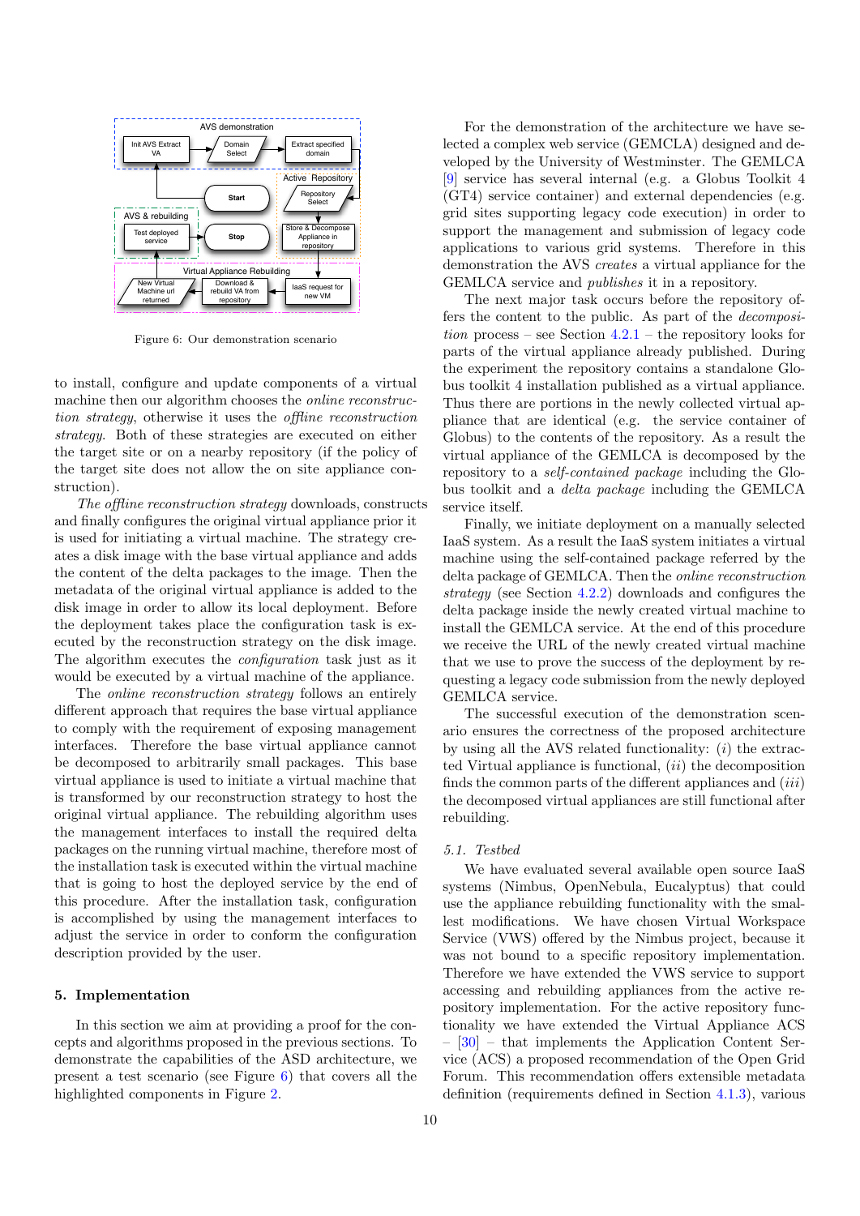AVS demonstration

Init AVS Extract VA

Domain Select

Extract specified domain

Active Repository

Repository Select

Start

AVS & rebuilding

Test deployed service

Stop

Store & Decompose Appliance in repository

Virtual Appliance Rebuilding

New Virtual Machine url returned

Download & rebuild VA from repository

IaaS request for new VM

Figure 6: Our demonstration scenario

to install, configure and update components of a virtual machine then our algorithm chooses the *online reconstruction strategy*, otherwise it uses the *offline reconstruction strategy*. Both of these strategies are executed on either the target site or on a nearby repository (if the policy of the target site does not allow the on site appliance construction).

*The offline reconstruction strategy* downloads, constructs and finally configures the original virtual appliance prior it is used for initiating a virtual machine. The strategy creates a disk image with the base virtual appliance and adds the content of the delta packages to the image. Then the metadata of the original virtual appliance is added to the disk image in order to allow its local deployment. Before the deployment takes place the configuration task is executed by the reconstruction strategy on the disk image. The algorithm executes the *configuration* task just as it would be executed by a virtual machine of the appliance.

The *online reconstruction strategy* follows an entirely different approach that requires the base virtual appliance to comply with the requirement of exposing management interfaces. Therefore the base virtual appliance cannot be decomposed to arbitrarily small packages. This base virtual appliance is used to initiate a virtual machine that is transformed by our reconstruction strategy to host the original virtual appliance. The rebuilding algorithm uses the management interfaces to install the required delta packages on the running virtual machine, therefore most of the installation task is executed within the virtual machine that is going to host the deployed service by the end of this procedure. After the installation task, configuration is accomplished by using the management interfaces to adjust the service in order to conform the configuration description provided by the user.

## 5. Implementation

In this section we aim at providing a proof for the concepts and algorithms proposed in the previous sections. To demonstrate the capabilities of the ASD architecture, we present a test scenario (see Figure 6) that covers all the highlighted components in Figure 2.

For the demonstration of the architecture we have selected a complex web service (GEMCLA) designed and developed by the University of Westminster. The GEMLCA [9] service has several internal (e.g. a Globus Toolkit 4 (GT4) service container) and external dependencies (e.g. grid sites supporting legacy code execution) in order to support the management and submission of legacy code applications to various grid systems. Therefore in this demonstration the AVS *creates* a virtual appliance for the GEMLCA service and *publishes* it in a repository.

The next major task occurs before the repository offers the content to the public. As part of the *decomposition* process – see Section 4.2.1 – the repository looks for parts of the virtual appliance already published. During the experiment the repository contains a standalone Globus toolkit 4 installation published as a virtual appliance. Thus there are portions in the newly collected virtual appliance that are identical (e.g. the service container of Globus) to the contents of the repository. As a result the virtual appliance of the GEMLCA is decomposed by the repository to a *self-contained package* including the Globus toolkit and a *delta package* including the GEMLCA service itself.

Finally, we initiate deployment on a manually selected IaaS system. As a result the IaaS system initiates a virtual machine using the self-contained package referred by the delta package of GEMLCA. Then the *online reconstruction strategy* (see Section 4.2.2) downloads and configures the delta package inside the newly created virtual machine to install the GEMLCA service. At the end of this procedure we receive the URL of the newly created virtual machine that we use to prove the success of the deployment by requesting a legacy code submission from the newly deployed GEMLCA service.

The successful execution of the demonstration scenario ensures the correctness of the proposed architecture by using all the AVS related functionality: (*i*) the extracted Virtual appliance is functional, (*ii*) the decomposition finds the common parts of the different appliances and (*iii*) the decomposed virtual appliances are still functional after rebuilding.

### 5.1. Testbed

We have evaluated several available open source IaaS systems (Nimbus, OpenNebula, Eucalyptus) that could use the appliance rebuilding functionality with the smallest modifications. We have chosen Virtual Workspace Service (VWS) offered by the Nimbus project, because it was not bound to a specific repository implementation. Therefore we have extended the VWS service to support accessing and rebuilding appliances from the active repository implementation. For the active repository functionality we have extended the Virtual Appliance ACS – [30] – that implements the Application Content Service (ACS) a proposed recommendation of the Open Grid Forum. This recommendation offers extensible metadata definition (requirements defined in Section 4.1.3), various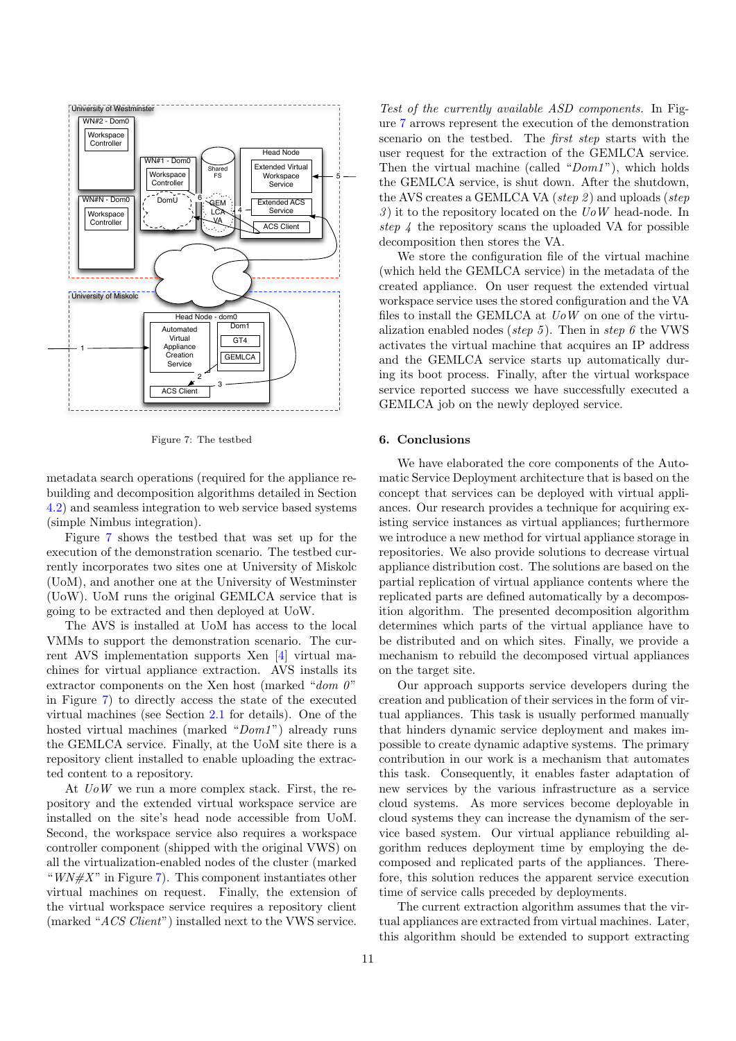Figure 7: The testbed

metadata search operations (required for the appliance rebuilding and decomposition algorithms detailed in Section 4.2) and seamless integration to web service based systems (simple Nimbus integration).

Figure 7 shows the testbed that was set up for the execution of the demonstration scenario. The testbed currently incorporates two sites one at University of Miskolc (UoM), and another one at the University of Westminster (UoW). UoM runs the original GEMLCA service that is going to be extracted and then deployed at UoW.

The AVS is installed at UoM has access to the local VMMs to support the demonstration scenario. The current AVS implementation supports Xen [4] virtual machines for virtual appliance extraction. AVS installs its extractor components on the Xen host (marked "*dom 0*" in Figure 7) to directly access the state of the executed virtual machines (see Section 2.1 for details). One of the hosted virtual machines (marked "*Dom1*") already runs the GEMLCA service. Finally, at the UoM site there is a repository client installed to enable uploading the extracted content to a repository.

At *UoW* we run a more complex stack. First, the repository and the extended virtual workspace service are installed on the site's head node accessible from UoM. Second, the workspace service also requires a workspace controller component (shipped with the original VWS) on all the virtualization-enabled nodes of the cluster (marked "*WN#X*" in Figure 7). This component instantiates other virtual machines on request. Finally, the extension of the virtual workspace service requires a repository client (marked "*ACS Client*") installed next to the VWS service.

*Test of the currently available ASD components.* In Figure 7 arrows represent the execution of the demonstration scenario on the testbed. The *first step* starts with the user request for the extraction of the GEMLCA service. Then the virtual machine (called "*Dom1*"), which holds the GEMLCA service, is shut down. After the shutdown, the AVS creates a GEMLCA VA (*step 2*) and uploads (*step 3*) it to the repository located on the *UoW* head-node. In *step 4* the repository scans the uploaded VA for possible decomposition then stores the VA.

We store the configuration file of the virtual machine (which held the GEMLCA service) in the metadata of the created appliance. On user request the extended virtual workspace service uses the stored configuration and the VA files to install the GEMLCA at *UoW* on one of the virtualization enabled nodes (*step 5*). Then in *step 6* the VWS activates the virtual machine that acquires an IP address and the GEMLCA service starts up automatically during its boot process. Finally, after the virtual workspace service reported success we have successfully executed a GEMLCA job on the newly deployed service.

## 6. Conclusions

We have elaborated the core components of the Automatic Service Deployment architecture that is based on the concept that services can be deployed with virtual appliances. Our research provides a technique for acquiring existing service instances as virtual appliances; furthermore we introduce a new method for virtual appliance storage in repositories. We also provide solutions to decrease virtual appliance distribution cost. The solutions are based on the partial replication of virtual appliance contents where the replicated parts are defined automatically by a decomposition algorithm. The presented decomposition algorithm determines which parts of the virtual appliance have to be distributed and on which sites. Finally, we provide a mechanism to rebuild the decomposed virtual appliances on the target site.

Our approach supports service developers during the creation and publication of their services in the form of virtual appliances. This task is usually performed manually that hinders dynamic service deployment and makes impossible to create dynamic adaptive systems. The primary contribution in our work is a mechanism that automates this task. Consequently, it enables faster adaptation of new services by the various infrastructure as a service cloud systems. As more services become deployable in cloud systems they can increase the dynamism of the service based system. Our virtual appliance rebuilding algorithm reduces deployment time by employing the decomposed and replicated parts of the appliances. Therefore, this solution reduces the apparent service execution time of service calls preceded by deployments.

The current extraction algorithm assumes that the virtual appliances are extracted from virtual machines. Later, this algorithm should be extended to support extracting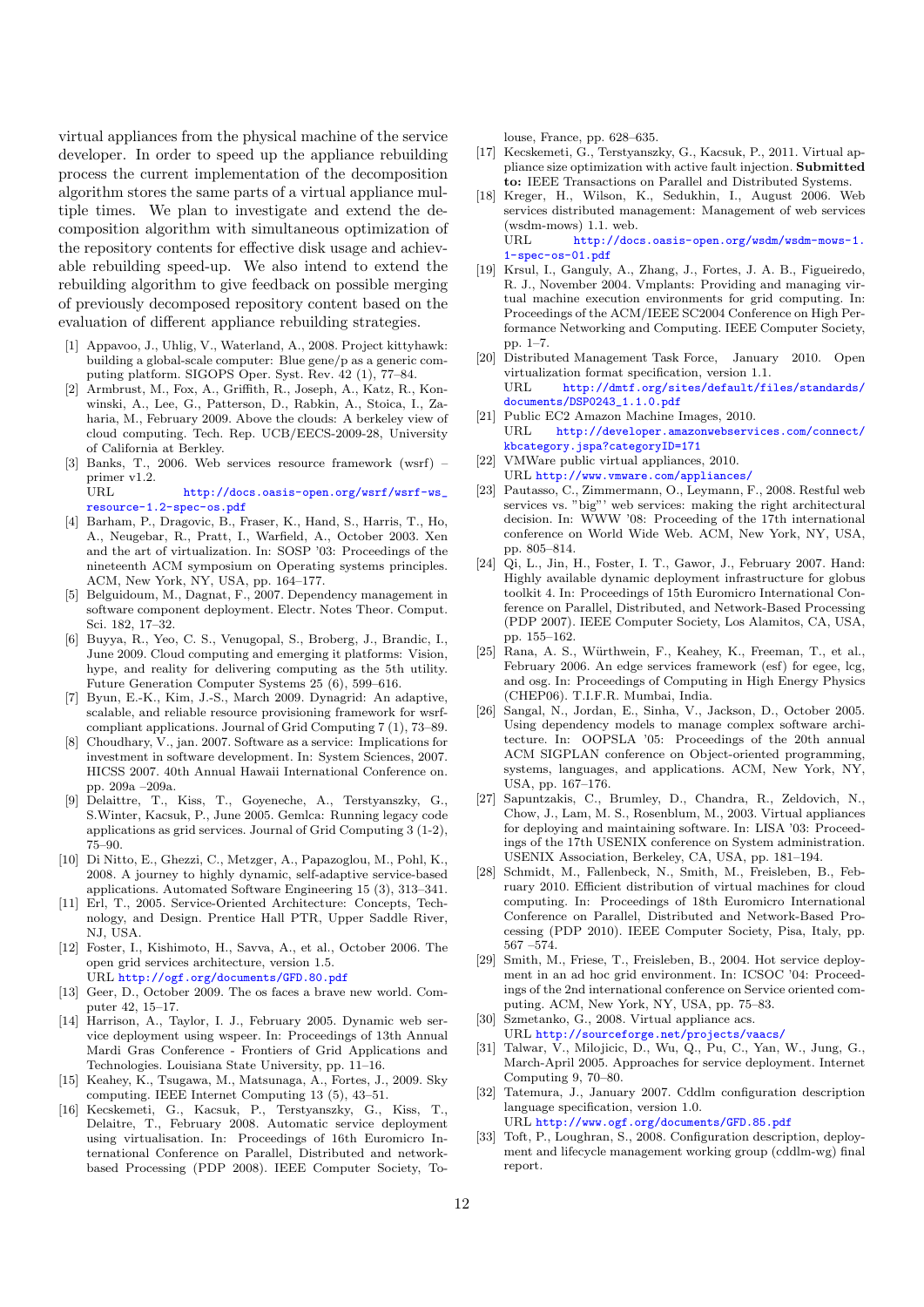virtual appliances from the physical machine of the service developer. In order to speed up the appliance rebuilding process the current implementation of the decomposition algorithm stores the same parts of a virtual appliance multiple times. We plan to investigate and extend the decomposition algorithm with simultaneous optimization of the repository contents for effective disk usage and achievable rebuilding speed-up. We also intend to extend the rebuilding algorithm to give feedback on possible merging of previously decomposed repository content based on the evaluation of different appliance rebuilding strategies.

[1] Appavoo, J., Uhlig, V., Waterland, A., 2008. Project kittyhawk: building a global-scale computer: Blue gene/p as a generic computing platform. SIGOPS Oper. Syst. Rev. 42 (1), 77–84.

[2] Armbrust, M., Fox, A., Griffith, R., Joseph, A., Katz, R., Konwinski, A., Lee, G., Patterson, D., Rabkin, A., Stoica, I., Zaharia, M., February 2009. Above the clouds: A berkeley view of cloud computing. Tech. Rep. UCB/EECS-2009-28, University of California at Berkley.

[3] Banks, T., 2006. Web services resource framework (wsrf) – primer v1.2.
URL http://docs.oasis-open.org/wsrf/wsrf-ws_resource-1.2-spec-os.pdf

[4] Barham, P., Dragovic, B., Fraser, K., Hand, S., Harris, T., Ho, A., Neugebar, R., Pratt, I., Warfield, A., October 2003. Xen and the art of virtualization. In: SOSP '03: Proceedings of the nineteenth ACM symposium on Operating systems principles. ACM, New York, NY, USA, pp. 164–177.

[5] Belguidoum, M., Dagnat, F., 2007. Dependency management in software component deployment. Electr. Notes Theor. Comput. Sci. 182, 17–32.

[6] Buyya, R., Yeo, C. S., Venugopal, S., Broberg, J., Brandic, I., June 2009. Cloud computing and emerging it platforms: Vision, hype, and reality for delivering computing as the 5th utility. Future Generation Computer Systems 25 (6), 599–616.

[7] Byun, E.-K., Kim, J.-S., March 2009. Dynagrid: An adaptive, scalable, and reliable resource provisioning framework for wsrf-compliant applications. Journal of Grid Computing 7 (1), 73–89.

[8] Choudhary, V., jan. 2007. Software as a service: Implications for investment in software development. In: System Sciences, 2007. HICSS 2007. 40th Annual Hawaii International Conference on. pp. 209a –209a.

[9] Delaittre, T., Kiss, T., Goyeneche, A., Terstyanszky, G., S.Winter, Kacsuk, P., June 2005. Gemlca: Running legacy code applications as grid services. Journal of Grid Computing 3 (1-2), 75–90.

[10] Di Nitto, E., Ghezzi, C., Metzger, A., Papazoglou, M., Pohl, K., 2008. A journey to highly dynamic, self-adaptive service-based applications. Automated Software Engineering 15 (3), 313–341.

[11] Erl, T., 2005. Service-Oriented Architecture: Concepts, Technology, and Design. Prentice Hall PTR, Upper Saddle River, NJ, USA.

[12] Foster, I., Kishimoto, H., Savva, A., et al., October 2006. The open grid services architecture, version 1.5.
URL http://ogf.org/documents/GFD.80.pdf

[13] Geer, D., October 2009. The os faces a brave new world. Computer 42, 15–17.

[14] Harrison, A., Taylor, I. J., February 2005. Dynamic web service deployment using wspeer. In: Proceedings of 13th Annual Mardi Gras Conference - Frontiers of Grid Applications and Technologies. Louisiana State University, pp. 11–16.

[15] Keahey, K., Tsugawa, M., Matsunaga, A., Fortes, J., 2009. Sky computing. IEEE Internet Computing 13 (5), 43–51.

[16] Kecskemeti, G., Kacsuk, P., Terstyanszky, G., Kiss, T., Delaitre, T., February 2008. Automatic service deployment using virtualisation. In: Proceedings of 16th Euromicro International Conference on Parallel, Distributed and network-based Processing (PDP 2008). IEEE Computer Society, Toulouse, France, pp. 628–635.

[17] Kecskemeti, G., Terstyanszky, G., Kacsuk, P., 2011. Virtual appliance size optimization with active fault injection. **Submitted to:** IEEE Transactions on Parallel and Distributed Systems.

[18] Kreger, H., Wilson, K., Sedukhin, I., August 2006. Web services distributed management: Management of web services (wsdm-mows) 1.1. web.
URL http://docs.oasis-open.org/wsdm/wsdm-mows-1.1-spec-os-01.pdf

[19] Krsul, I., Ganguly, A., Zhang, J., Fortes, J. A. B., Figueiredo, R. J., November 2004. Vmplants: Providing and managing virtual machine execution environments for grid computing. In: Proceedings of the ACM/IEEE SC2004 Conference on High Performance Networking and Computing. IEEE Computer Society, pp. 1–7.

[20] Distributed Management Task Force, January 2010. Open virtualization format specification, version 1.1.
URL http://dmtf.org/sites/default/files/standards/documents/DSP0243_1.1.0.pdf

[21] Public EC2 Amazon Machine Images, 2010.
URL http://developer.amazonwebservices.com/connect/kbcategory.jspa?categoryID=171

[22] VMWare public virtual appliances, 2010.
URL http://www.vmware.com/appliances/

[23] Pautasso, C., Zimmermann, O., Leymann, F., 2008. Restful web services vs. "big"' web services: making the right architectural decision. In: WWW '08: Proceeding of the 17th international conference on World Wide Web. ACM, New York, NY, USA, pp. 805–814.

[24] Qi, L., Jin, H., Foster, I. T., Gawor, J., February 2007. Hand: Highly available dynamic deployment infrastructure for globus toolkit 4. In: Proceedings of 15th Euromicro International Conference on Parallel, Distributed, and Network-Based Processing (PDP 2007). IEEE Computer Society, Los Alamitos, CA, USA, pp. 155–162.

[25] Rana, A. S., Würthwein, F., Keahey, K., Freeman, T., et al., February 2006. An edge services framework (esf) for egee, lcg, and osg. In: Proceedings of Computing in High Energy Physics (CHEP06). T.I.F.R. Mumbai, India.

[26] Sangal, N., Jordan, E., Sinha, V., Jackson, D., October 2005. Using dependency models to manage complex software architecture. In: OOPSLA '05: Proceedings of the 20th annual ACM SIGPLAN conference on Object-oriented programming, systems, languages, and applications. ACM, New York, NY, USA, pp. 167–176.

[27] Sapuntzakis, C., Brumley, D., Chandra, R., Zeldovich, N., Chow, J., Lam, M. S., Rosenblum, M., 2003. Virtual appliances for deploying and maintaining software. In: LISA '03: Proceedings of the 17th USENIX conference on System administration. USENIX Association, Berkeley, CA, USA, pp. 181–194.

[28] Schmidt, M., Fallenbeck, N., Smith, M., Freisleben, B., February 2010. Efficient distribution of virtual machines for cloud computing. In: Proceedings of 18th Euromicro International Conference on Parallel, Distributed and Network-Based Processing (PDP 2010). IEEE Computer Society, Pisa, Italy, pp. 567 –574.

[29] Smith, M., Friese, T., Freisleben, B., 2004. Hot service deployment in an ad hoc grid environment. In: ICSOC '04: Proceedings of the 2nd international conference on Service oriented computing. ACM, New York, NY, USA, pp. 75–83.

[30] Szmetanko, G., 2008. Virtual appliance acs.
URL http://sourceforge.net/projects/vaacs/

[31] Talwar, V., Milojicic, D., Wu, Q., Pu, C., Yan, W., Jung, G., March-April 2005. Approaches for service deployment. Internet Computing 9, 70–80.

[32] Tatemura, J., January 2007. Cddlm configuration description language specification, version 1.0.
URL http://www.ogf.org/documents/GFD.85.pdf

[33] Toft, P., Loughran, S., 2008. Configuration description, deployment and lifecycle management working group (cddlm-wg) final report.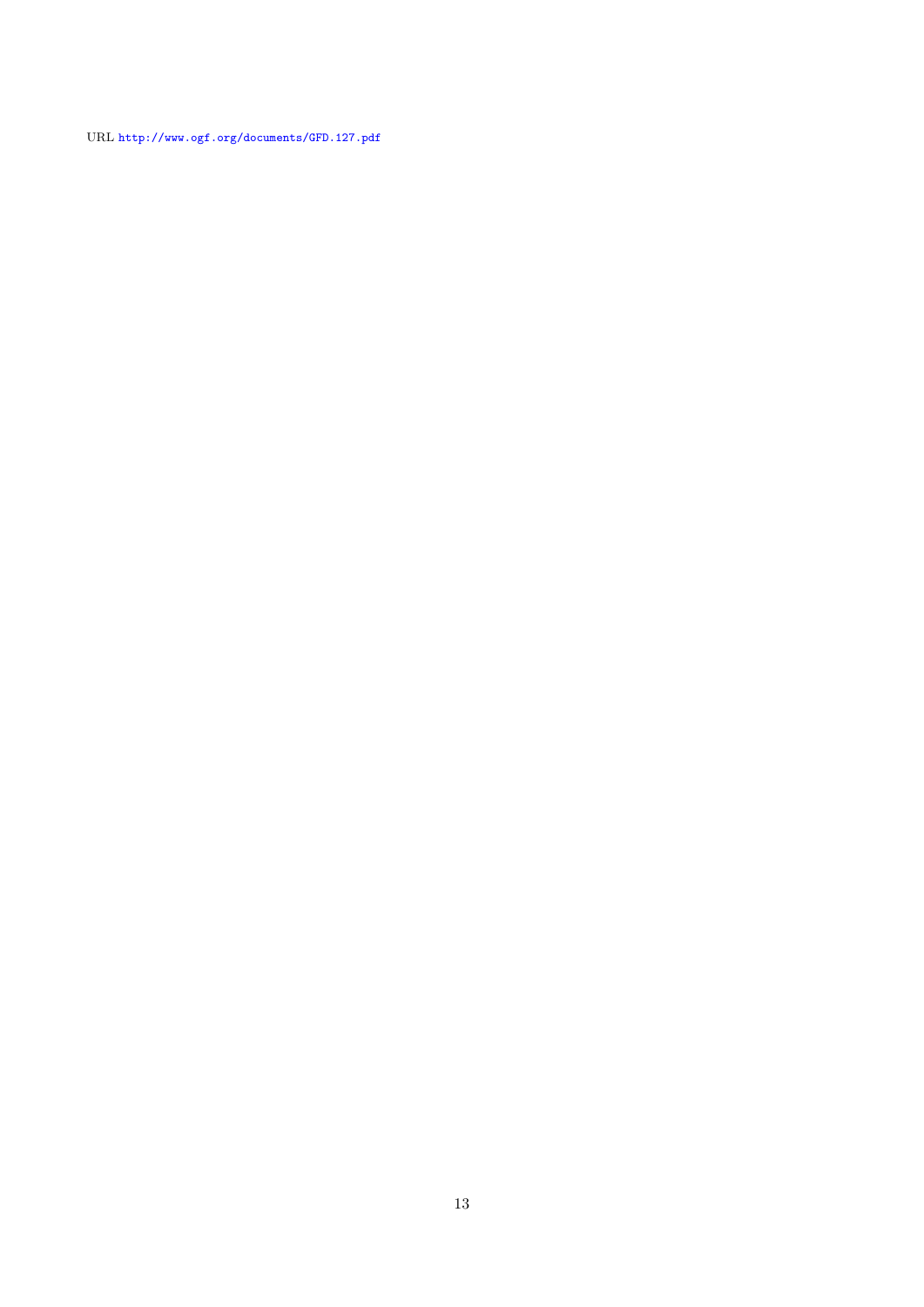URL http://www.ogf.org/documents/GFD.127.pdf